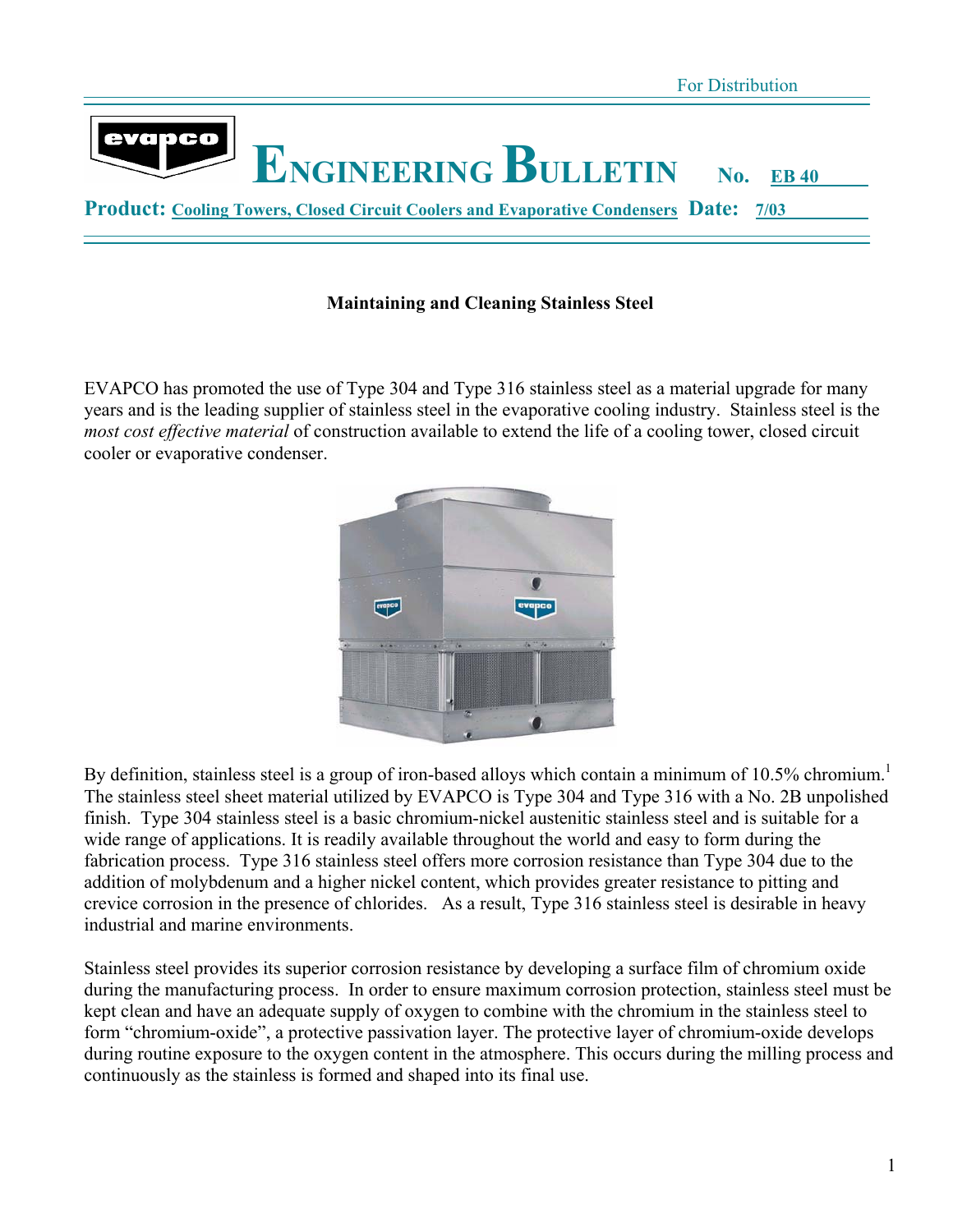For Distribution

# ENGINEERING BULLETIN No. EB 40

**Product:** Cooling Towers, Closed Circuit Coolers and Evaporative Condensers **Date:** 7/03

## Maintaining and Cleaning Stainless Steel

EVAPCO has promoted the use of Type 304 and Type 316 stainless steel as a material upgrade for many years and is the leading supplier of stainless steel in the evaporative cooling industry. Stainless steel is the *most cost effective material* of construction available to extend the life of a cooling tower, closed circuit cooler or evaporative condenser.

By definition, stainless steel is a group of iron-based alloys which contain a minimum of 10.5% chromium.[1] The stainless steel sheet material utilized by EVAPCO is Type 304 and Type 316 with a No. 2B unpolished finish. Type 304 stainless steel is a basic chromium-nickel austenitic stainless steel and is suitable for a wide range of applications. It is readily available throughout the world and easy to form during the fabrication process. Type 316 stainless steel offers more corrosion resistance than Type 304 due to the addition of molybdenum and a higher nickel content, which provides greater resistance to pitting and crevice corrosion in the presence of chlorides. As a result, Type 316 stainless steel is desirable in heavy industrial and marine environments.

Stainless steel provides its superior corrosion resistance by developing a surface film of chromium oxide during the manufacturing process. In order to ensure maximum corrosion protection, stainless steel must be kept clean and have an adequate supply of oxygen to combine with the chromium in the stainless steel to form "chromium-oxide", a protective passivation layer. The protective layer of chromium-oxide develops during routine exposure to the oxygen content in the atmosphere. This occurs during the milling process and continuously as the stainless is formed and shaped into its final use.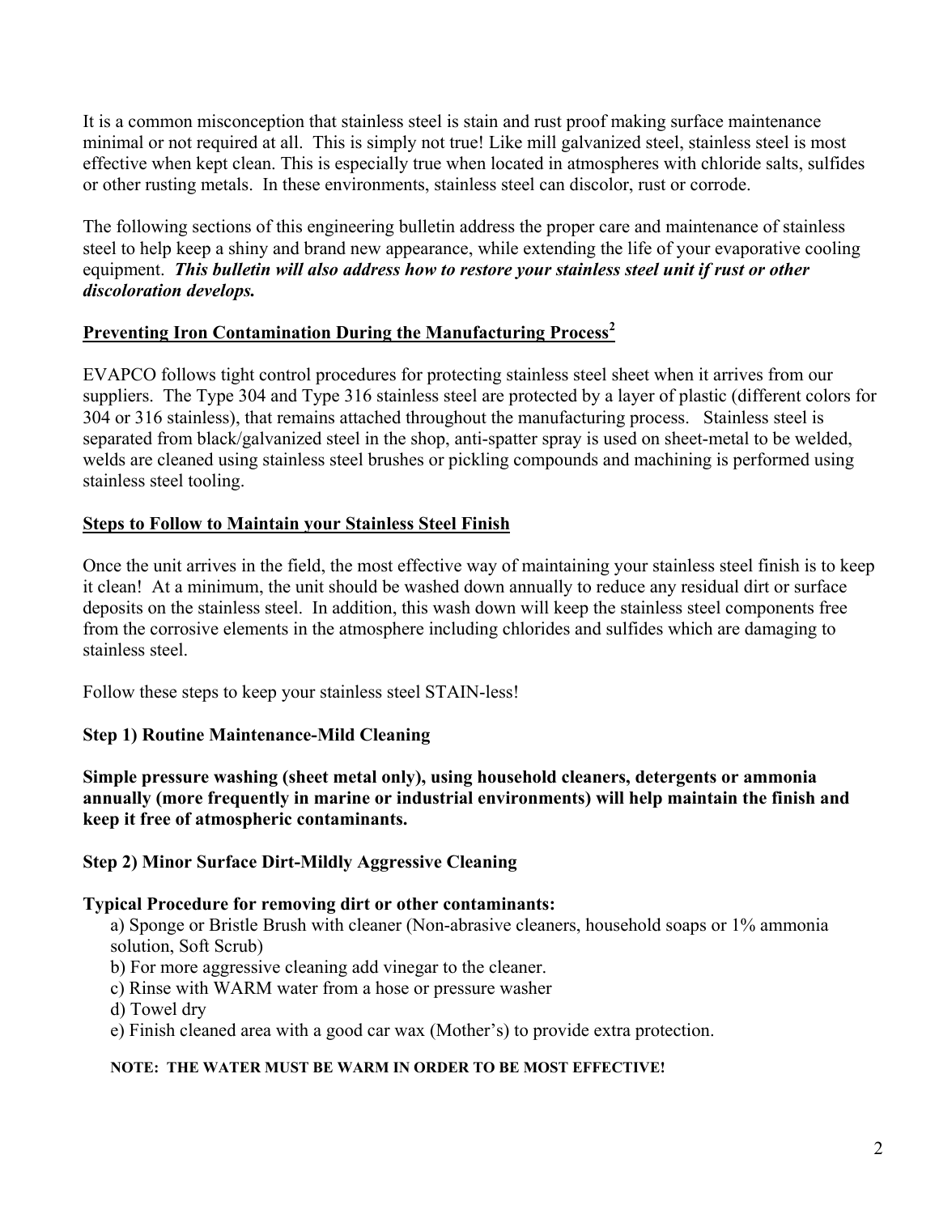It is a common misconception that stainless steel is stain and rust proof making surface maintenance minimal or not required at all. This is simply not true! Like mill galvanized steel, stainless steel is most effective when kept clean. This is especially true when located in atmospheres with chloride salts, sulfides or other rusting metals. In these environments, stainless steel can discolor, rust or corrode.

The following sections of this engineering bulletin address the proper care and maintenance of stainless steel to help keep a shiny and brand new appearance, while extending the life of your evaporative cooling equipment. ***This bulletin will also address how to restore your stainless steel unit if rust or other discoloration develops.***

## Preventing Iron Contamination During the Manufacturing Process[2]

EVAPCO follows tight control procedures for protecting stainless steel sheet when it arrives from our suppliers. The Type 304 and Type 316 stainless steel are protected by a layer of plastic (different colors for 304 or 316 stainless), that remains attached throughout the manufacturing process. Stainless steel is separated from black/galvanized steel in the shop, anti-spatter spray is used on sheet-metal to be welded, welds are cleaned using stainless steel brushes or pickling compounds and machining is performed using stainless steel tooling.

## Steps to Follow to Maintain your Stainless Steel Finish

Once the unit arrives in the field, the most effective way of maintaining your stainless steel finish is to keep it clean! At a minimum, the unit should be washed down annually to reduce any residual dirt or surface deposits on the stainless steel. In addition, this wash down will keep the stainless steel components free from the corrosive elements in the atmosphere including chlorides and sulfides which are damaging to stainless steel.

Follow these steps to keep your stainless steel STAIN-less!

### Step 1) Routine Maintenance-Mild Cleaning

**Simple pressure washing (sheet metal only), using household cleaners, detergents or ammonia annually (more frequently in marine or industrial environments) will help maintain the finish and keep it free of atmospheric contaminants.**

### Step 2) Minor Surface Dirt-Mildly Aggressive Cleaning

**Typical Procedure for removing dirt or other contaminants:**

a) Sponge or Bristle Brush with cleaner (Non-abrasive cleaners, household soaps or 1% ammonia solution, Soft Scrub)
b) For more aggressive cleaning add vinegar to the cleaner.
c) Rinse with WARM water from a hose or pressure washer
d) Towel dry
e) Finish cleaned area with a good car wax (Mother's) to provide extra protection.

**NOTE: THE WATER MUST BE WARM IN ORDER TO BE MOST EFFECTIVE!**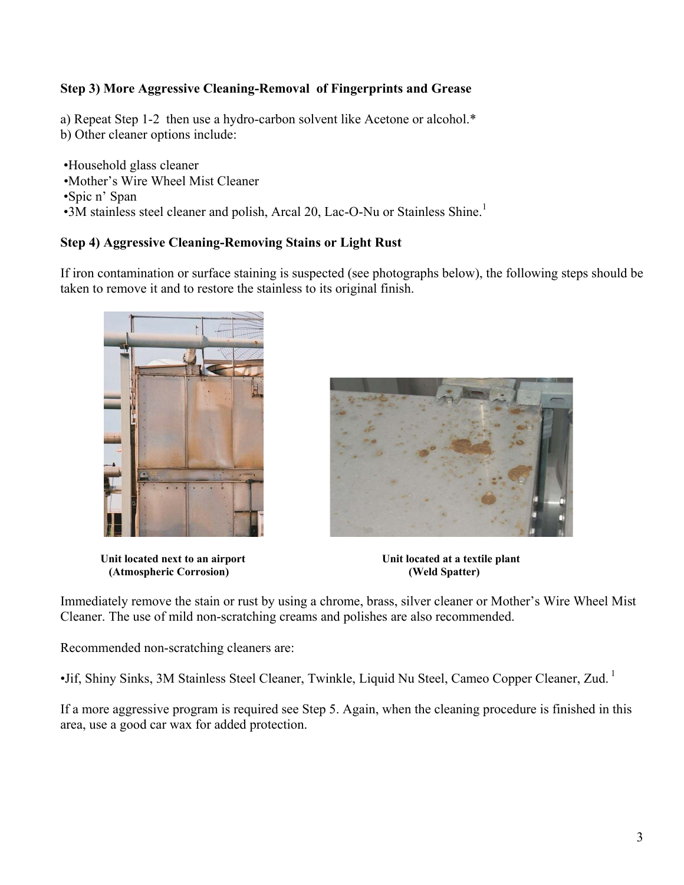### Step 3) More Aggressive Cleaning-Removal of Fingerprints and Grease

a) Repeat Step 1-2 then use a hydro-carbon solvent like Acetone or alcohol.*
b) Other cleaner options include:

- Household glass cleaner
- Mother's Wire Wheel Mist Cleaner
- Spic n' Span
- 3M stainless steel cleaner and polish, Arcal 20, Lac-O-Nu or Stainless Shine.[1]

### Step 4) Aggressive Cleaning-Removing Stains or Light Rust

If iron contamination or surface staining is suspected (see photographs below), the following steps should be taken to remove it and to restore the stainless to its original finish.

**Unit located next to an airport (Atmospheric Corrosion)**

**Unit located at a textile plant (Weld Spatter)**

Immediately remove the stain or rust by using a chrome, brass, silver cleaner or Mother's Wire Wheel Mist Cleaner. The use of mild non-scratching creams and polishes are also recommended.

Recommended non-scratching cleaners are:

- Jif, Shiny Sinks, 3M Stainless Steel Cleaner, Twinkle, Liquid Nu Steel, Cameo Copper Cleaner, Zud. [1]

If a more aggressive program is required see Step 5. Again, when the cleaning procedure is finished in this area, use a good car wax for added protection.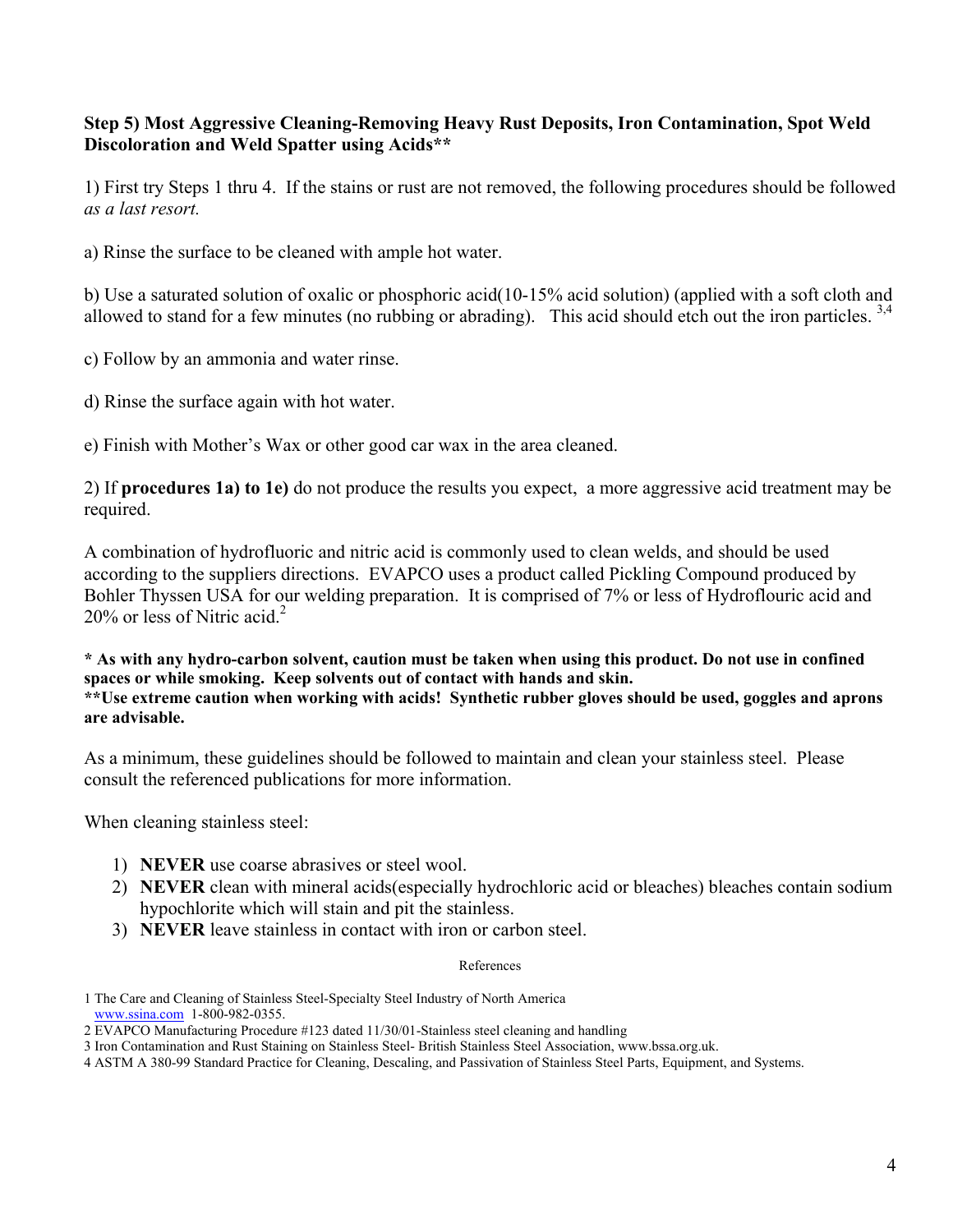**Step 5) Most Aggressive Cleaning-Removing Heavy Rust Deposits, Iron Contamination, Spot Weld Discoloration and Weld Spatter using Acids****

1) First try Steps 1 thru 4. If the stains or rust are not removed, the following procedures should be followed *as a last resort.*

a) Rinse the surface to be cleaned with ample hot water.

b) Use a saturated solution of oxalic or phosphoric acid(10-15% acid solution) (applied with a soft cloth and allowed to stand for a few minutes (no rubbing or abrading). This acid should etch out the iron particles. [3,4]

c) Follow by an ammonia and water rinse.

d) Rinse the surface again with hot water.

e) Finish with Mother's Wax or other good car wax in the area cleaned.

2) If **procedures 1a) to 1e)** do not produce the results you expect, a more aggressive acid treatment may be required.

A combination of hydrofluoric and nitric acid is commonly used to clean welds, and should be used according to the suppliers directions. EVAPCO uses a product called Pickling Compound produced by Bohler Thyssen USA for our welding preparation. It is comprised of 7% or less of Hydroflouric acid and 20% or less of Nitric acid.[2]

**\* As with any hydro-carbon solvent, caution must be taken when using this product. Do not use in confined spaces or while smoking. Keep solvents out of contact with hands and skin.**
**\*\*Use extreme caution when working with acids! Synthetic rubber gloves should be used, goggles and aprons are advisable.**

As a minimum, these guidelines should be followed to maintain and clean your stainless steel. Please consult the referenced publications for more information.

When cleaning stainless steel:

1) **NEVER** use coarse abrasives or steel wool.
2) **NEVER** clean with mineral acids(especially hydrochloric acid or bleaches) bleaches contain sodium hypochlorite which will stain and pit the stainless.
3) **NEVER** leave stainless in contact with iron or carbon steel.

References

1 The Care and Cleaning of Stainless Steel-Specialty Steel Industry of North America www.ssina.com 1-800-982-0355.
2 EVAPCO Manufacturing Procedure #123 dated 11/30/01-Stainless steel cleaning and handling
3 Iron Contamination and Rust Staining on Stainless Steel- British Stainless Steel Association, www.bssa.org.uk.
4 ASTM A 380-99 Standard Practice for Cleaning, Descaling, and Passivation of Stainless Steel Parts, Equipment, and Systems.